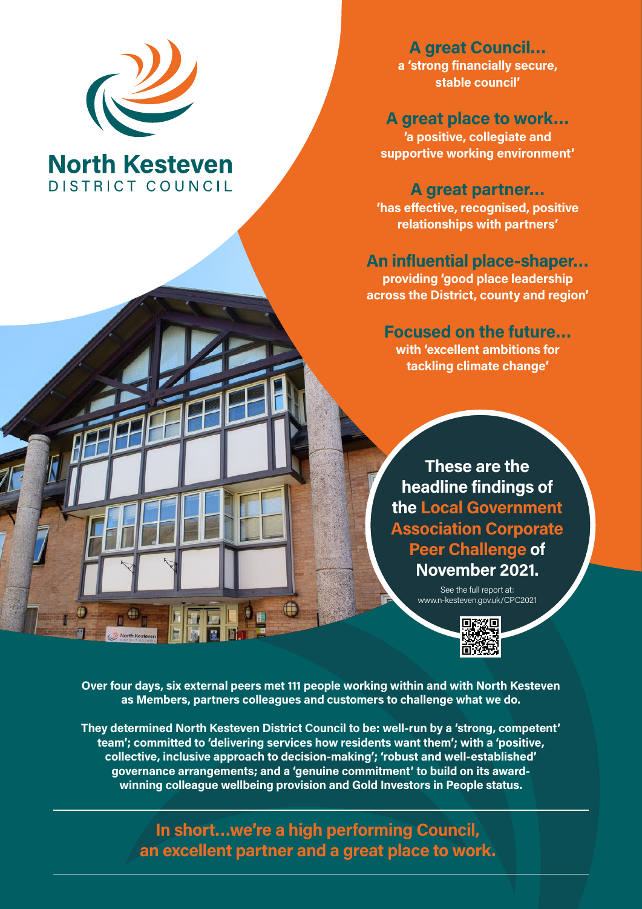**North Kesteven**
DISTRICT COUNCIL

## A great Council...
a 'strong financially secure, stable council'

## A great place to work...
'a positive, collegiate and supportive working environment'

## A great partner...
'has effective, recognised, positive relationships with partners'

## An influential place-shaper...
providing 'good place leadership across the District, county and region'

## Focused on the future...
with 'excellent ambitions for tackling climate change'

**These are the headline findings of the Local Government Association Corporate Peer Challenge of November 2021.**

See the full report at: www.n-kesteven.gov.uk/CPC2021

**Over four days, six external peers met 111 people working within and with North Kesteven as Members, partners colleagues and customers to challenge what we do.**

**They determined North Kesteven District Council to be: well-run by a 'strong, competent' team'; committed to 'delivering services how residents want them'; with a 'positive, collective, inclusive approach to decision-making'; 'robust and well-established' governance arrangements; and a 'genuine commitment' to build on its award-winning colleague wellbeing provision and Gold Investors in People status.**

---

## In short...we're a high performing Council, an excellent partner and a great place to work.

---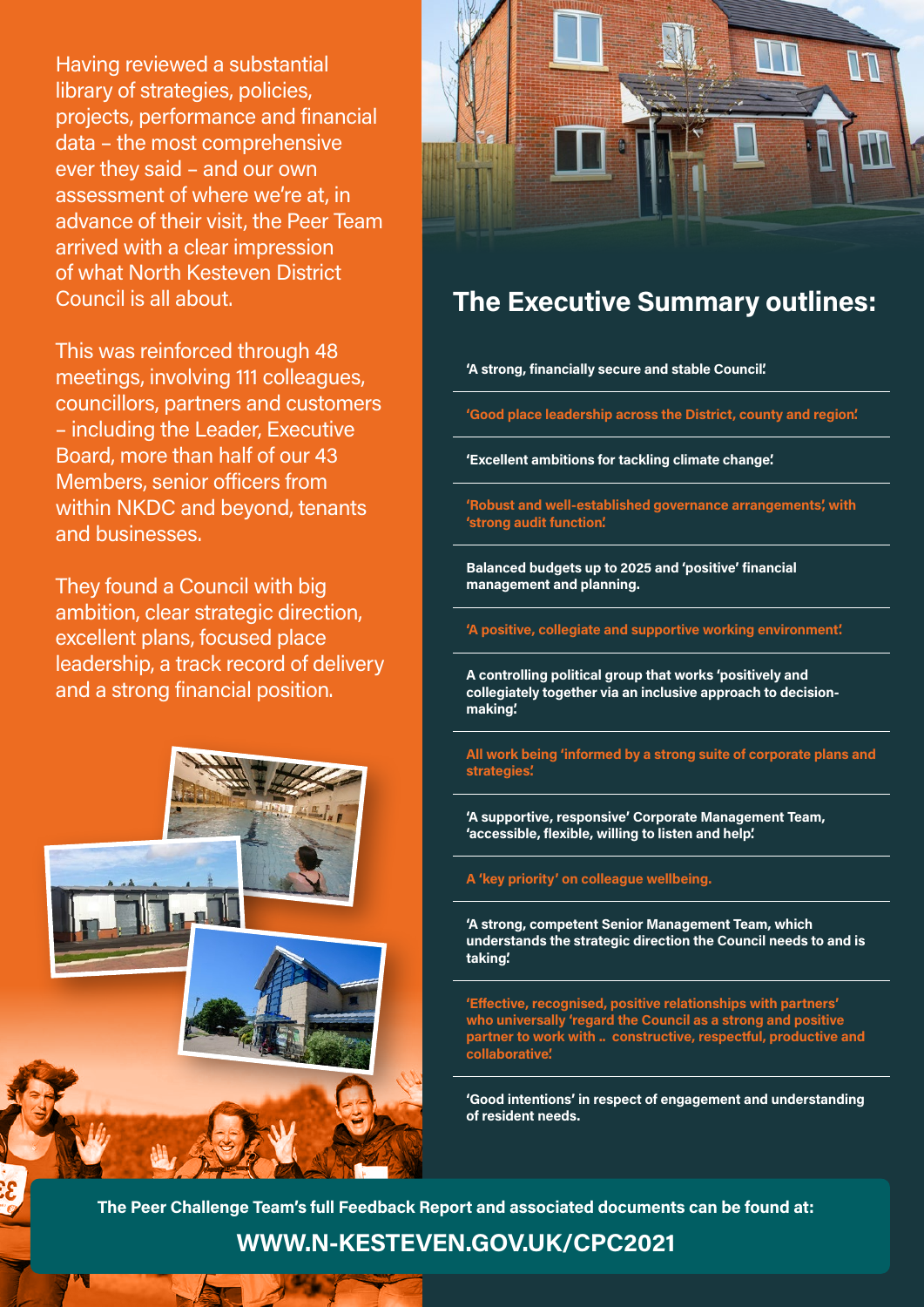Having reviewed a substantial library of strategies, policies, projects, performance and financial data – the most comprehensive ever they said – and our own assessment of where we're at, in advance of their visit, the Peer Team arrived with a clear impression of what North Kesteven District Council is all about.

This was reinforced through 48 meetings, involving 111 colleagues, councillors, partners and customers – including the Leader, Executive Board, more than half of our 43 Members, senior officers from within NKDC and beyond, tenants and businesses.

They found a Council with big ambition, clear strategic direction, excellent plans, focused place leadership, a track record of delivery and a strong financial position.

## The Executive Summary outlines:

**'A strong, financially secure and stable Council.'**

**'Good place leadership across the District, county and region.'**

**'Excellent ambitions for tackling climate change.'**

**'Robust and well-established governance arrangements', with 'strong audit function.'**

**Balanced budgets up to 2025 and 'positive' financial management and planning.**

**'A positive, collegiate and supportive working environment.'**

**A controlling political group that works 'positively and collegiately together via an inclusive approach to decision-making.'**

**All work being 'informed by a strong suite of corporate plans and strategies.'**

**'A supportive, responsive' Corporate Management Team, 'accessible, flexible, willing to listen and help.'**

**A 'key priority' on colleague wellbeing.**

**'A strong, competent Senior Management Team, which understands the strategic direction the Council needs to and is taking.'**

**'Effective, recognised, positive relationships with partners' who universally 'regard the Council as a strong and positive partner to work with .. constructive, respectful, productive and collaborative.'**

**'Good intentions' in respect of engagement and understanding of resident needs.**

**The Peer Challenge Team's full Feedback Report and associated documents can be found at:**

**WWW.N-KESTEVEN.GOV.UK/CPC2021**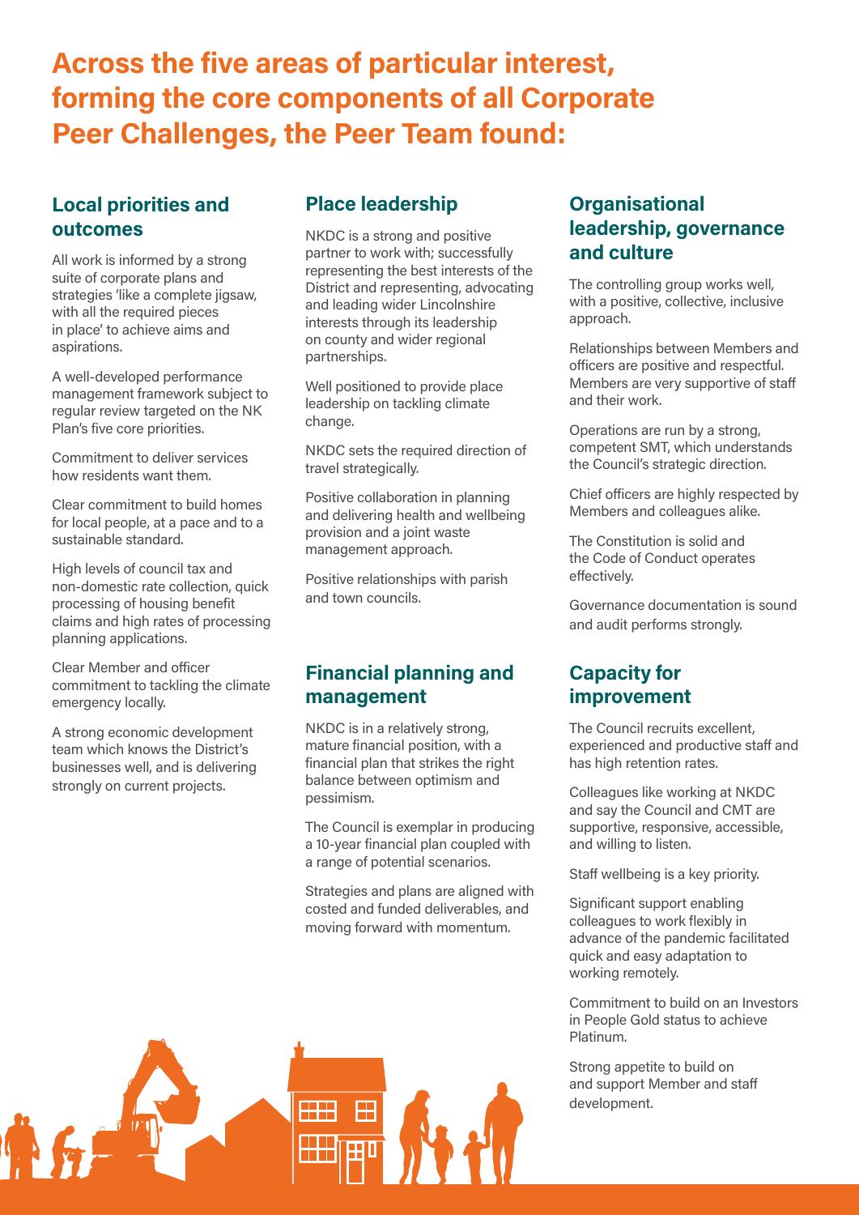# Across the five areas of particular interest, forming the core components of all Corporate Peer Challenges, the Peer Team found:

## Local priorities and outcomes

All work is informed by a strong suite of corporate plans and strategies 'like a complete jigsaw, with all the required pieces in place' to achieve aims and aspirations.

A well-developed performance management framework subject to regular review targeted on the NK Plan's five core priorities.

Commitment to deliver services how residents want them.

Clear commitment to build homes for local people, at a pace and to a sustainable standard.

High levels of council tax and non-domestic rate collection, quick processing of housing benefit claims and high rates of processing planning applications.

Clear Member and officer commitment to tackling the climate emergency locally.

A strong economic development team which knows the District's businesses well, and is delivering strongly on current projects.

## Place leadership

NKDC is a strong and positive partner to work with; successfully representing the best interests of the District and representing, advocating and leading wider Lincolnshire interests through its leadership on county and wider regional partnerships.

Well positioned to provide place leadership on tackling climate change.

NKDC sets the required direction of travel strategically.

Positive collaboration in planning and delivering health and wellbeing provision and a joint waste management approach.

Positive relationships with parish and town councils.

## Financial planning and management

NKDC is in a relatively strong, mature financial position, with a financial plan that strikes the right balance between optimism and pessimism.

The Council is exemplar in producing a 10-year financial plan coupled with a range of potential scenarios.

Strategies and plans are aligned with costed and funded deliverables, and moving forward with momentum.

## Organisational leadership, governance and culture

The controlling group works well, with a positive, collective, inclusive approach.

Relationships between Members and officers are positive and respectful. Members are very supportive of staff and their work.

Operations are run by a strong, competent SMT, which understands the Council's strategic direction.

Chief officers are highly respected by Members and colleagues alike.

The Constitution is solid and the Code of Conduct operates effectively.

Governance documentation is sound and audit performs strongly.

## Capacity for improvement

The Council recruits excellent, experienced and productive staff and has high retention rates.

Colleagues like working at NKDC and say the Council and CMT are supportive, responsive, accessible, and willing to listen.

Staff wellbeing is a key priority.

Significant support enabling colleagues to work flexibly in advance of the pandemic facilitated quick and easy adaptation to working remotely.

Commitment to build on an Investors in People Gold status to achieve Platinum.

Strong appetite to build on and support Member and staff development.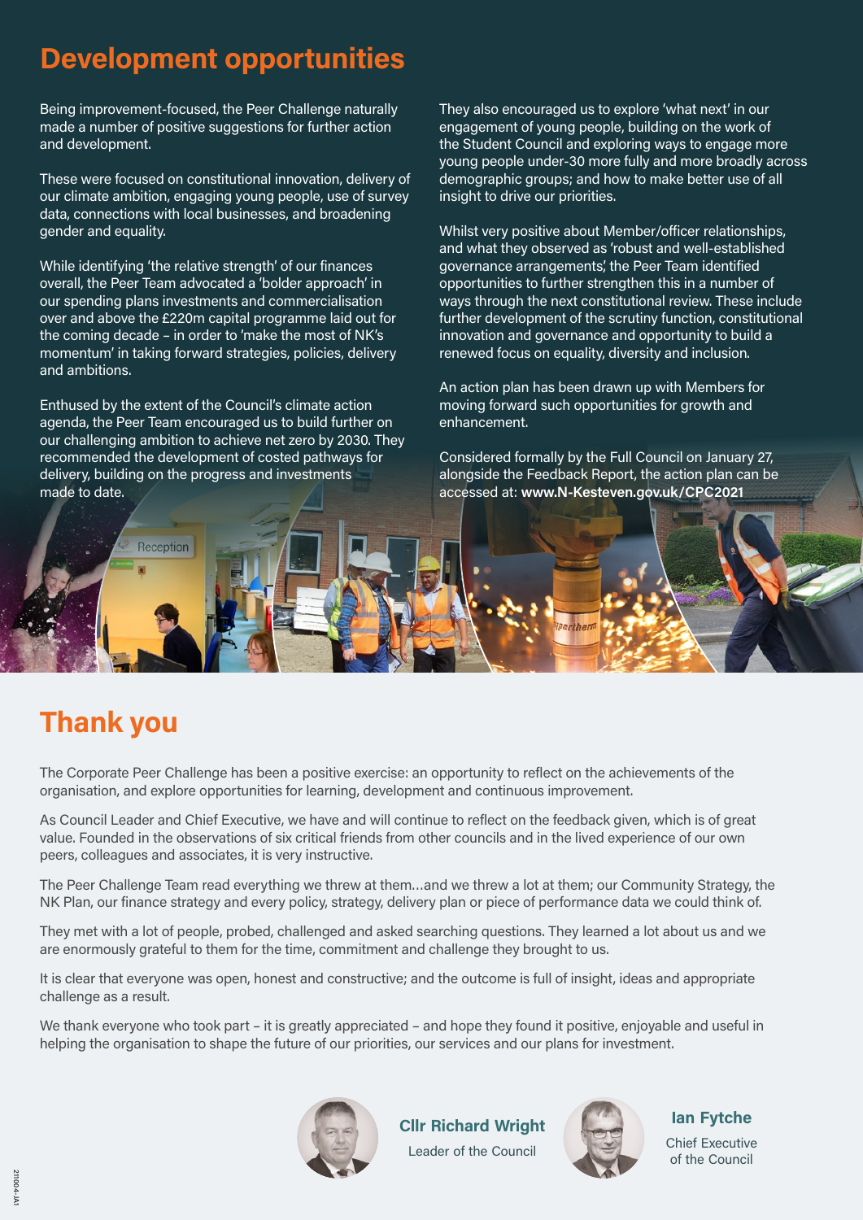## Development opportunities

Being improvement-focused, the Peer Challenge naturally made a number of positive suggestions for further action and development.

These were focused on constitutional innovation, delivery of our climate ambition, engaging young people, use of survey data, connections with local businesses, and broadening gender and equality.

While identifying 'the relative strength' of our finances overall, the Peer Team advocated a 'bolder approach' in our spending plans investments and commercialisation over and above the £220m capital programme laid out for the coming decade – in order to 'make the most of NK's momentum' in taking forward strategies, policies, delivery and ambitions.

Enthused by the extent of the Council's climate action agenda, the Peer Team encouraged us to build further on our challenging ambition to achieve net zero by 2030. They recommended the development of costed pathways for delivery, building on the progress and investments made to date.

They also encouraged us to explore 'what next' in our engagement of young people, building on the work of the Student Council and exploring ways to engage more young people under-30 more fully and more broadly across demographic groups; and how to make better use of all insight to drive our priorities.

Whilst very positive about Member/officer relationships, and what they observed as 'robust and well-established governance arrangements', the Peer Team identified opportunities to further strengthen this in a number of ways through the next constitutional review. These include further development of the scrutiny function, constitutional innovation and governance and opportunity to build a renewed focus on equality, diversity and inclusion.

An action plan has been drawn up with Members for moving forward such opportunities for growth and enhancement.

Considered formally by the Full Council on January 27, alongside the Feedback Report, the action plan can be accessed at: **www.N-Kesteven.gov.uk/CPC2021**

## Thank you

The Corporate Peer Challenge has been a positive exercise: an opportunity to reflect on the achievements of the organisation, and explore opportunities for learning, development and continuous improvement.

As Council Leader and Chief Executive, we have and will continue to reflect on the feedback given, which is of great value. Founded in the observations of six critical friends from other councils and in the lived experience of our own peers, colleagues and associates, it is very instructive.

The Peer Challenge Team read everything we threw at them…and we threw a lot at them; our Community Strategy, the NK Plan, our finance strategy and every policy, strategy, delivery plan or piece of performance data we could think of.

They met with a lot of people, probed, challenged and asked searching questions. They learned a lot about us and we are enormously grateful to them for the time, commitment and challenge they brought to us.

It is clear that everyone was open, honest and constructive; and the outcome is full of insight, ideas and appropriate challenge as a result.

We thank everyone who took part – it is greatly appreciated – and hope they found it positive, enjoyable and useful in helping the organisation to shape the future of our priorities, our services and our plans for investment.

**Cllr Richard Wright**
Leader of the Council

**Ian Fytche**
Chief Executive of the Council

211004-JA1